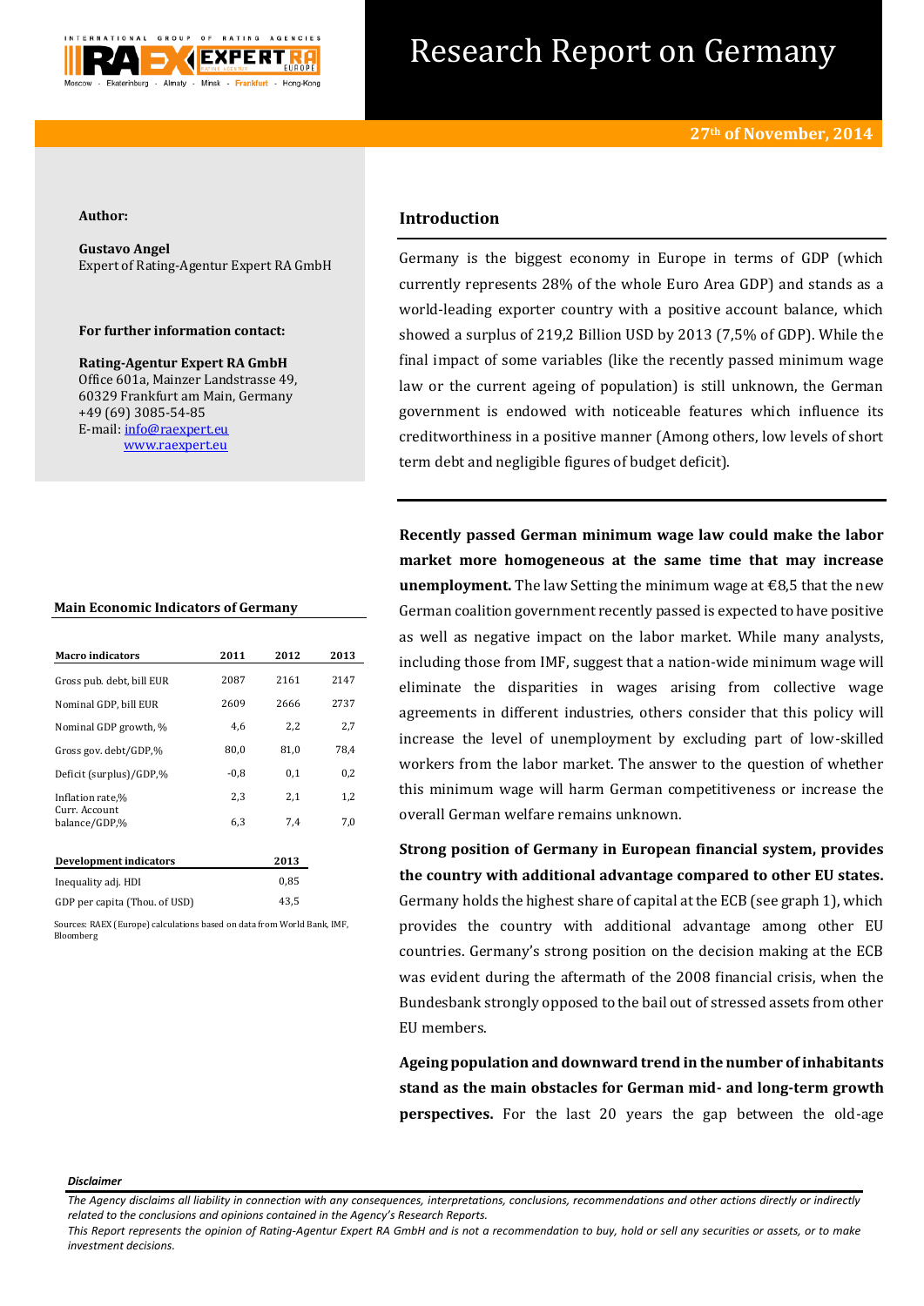# Research Report on Germany

**27th of November, 2014**

**Author:**

**Gustavo Angel**
Expert of Rating-Agentur Expert RA GmbH

**For further information contact:**

**Rating-Agentur Expert RA GmbH**
Office 601a, Mainzer Landstrasse 49,
60329 Frankfurt am Main, Germany
+49 (69) 3085-54-85
E-mail: info@raexpert.eu
www.raexpert.eu

**Main Economic Indicators of Germany**

| Macro indicators | 2011 | 2012 | 2013 |
|---|---|---|---|
| Gross pub. debt, bill EUR | 2087 | 2161 | 2147 |
| Nominal GDP, bill EUR | 2609 | 2666 | 2737 |
| Nominal GDP growth, % | 4,6 | 2,2 | 2,7 |
| Gross gov. debt/GDP,% | 80,0 | 81,0 | 78,4 |
| Deficit (surplus)/GDP,% | -0,8 | 0,1 | 0,2 |
| Inflation rate,% | 2,3 | 2,1 | 1,2 |
| Curr. Account balance/GDP,% | 6,3 | 7,4 | 7,0 |

| Development indicators | 2013 |
|---|---|
| Inequality adj. HDI | 0,85 |
| GDP per capita (Thou. of USD) | 43,5 |

Sources: RAEX (Europe) calculations based on data from World Bank, IMF, Bloomberg

## Introduction

Germany is the biggest economy in Europe in terms of GDP (which currently represents 28% of the whole Euro Area GDP) and stands as a world-leading exporter country with a positive account balance, which showed a surplus of 219,2 Billion USD by 2013 (7,5% of GDP). While the final impact of some variables (like the recently passed minimum wage law or the current ageing of population) is still unknown, the German government is endowed with noticeable features which influence its creditworthiness in a positive manner (Among others, low levels of short term debt and negligible figures of budget deficit).

**Recently passed German minimum wage law could make the labor market more homogeneous at the same time that may increase unemployment.** The law Setting the minimum wage at €8,5 that the new German coalition government recently passed is expected to have positive as well as negative impact on the labor market. While many analysts, including those from IMF, suggest that a nation-wide minimum wage will eliminate the disparities in wages arising from collective wage agreements in different industries, others consider that this policy will increase the level of unemployment by excluding part of low-skilled workers from the labor market. The answer to the question of whether this minimum wage will harm German competitiveness or increase the overall German welfare remains unknown.

**Strong position of Germany in European financial system, provides the country with additional advantage compared to other EU states.** Germany holds the highest share of capital at the ECB (see graph 1), which provides the country with additional advantage among other EU countries. Germany's strong position on the decision making at the ECB was evident during the aftermath of the 2008 financial crisis, when the Bundesbank strongly opposed to the bail out of stressed assets from other EU members.

**Ageing population and downward trend in the number of inhabitants stand as the main obstacles for German mid- and long-term growth perspectives.** For the last 20 years the gap between the old-age

*Disclaimer*

*The Agency disclaims all liability in connection with any consequences, interpretations, conclusions, recommendations and other actions directly or indirectly related to the conclusions and opinions contained in the Agency's Research Reports.*
*This Report represents the opinion of Rating-Agentur Expert RA GmbH and is not a recommendation to buy, hold or sell any securities or assets, or to make investment decisions.*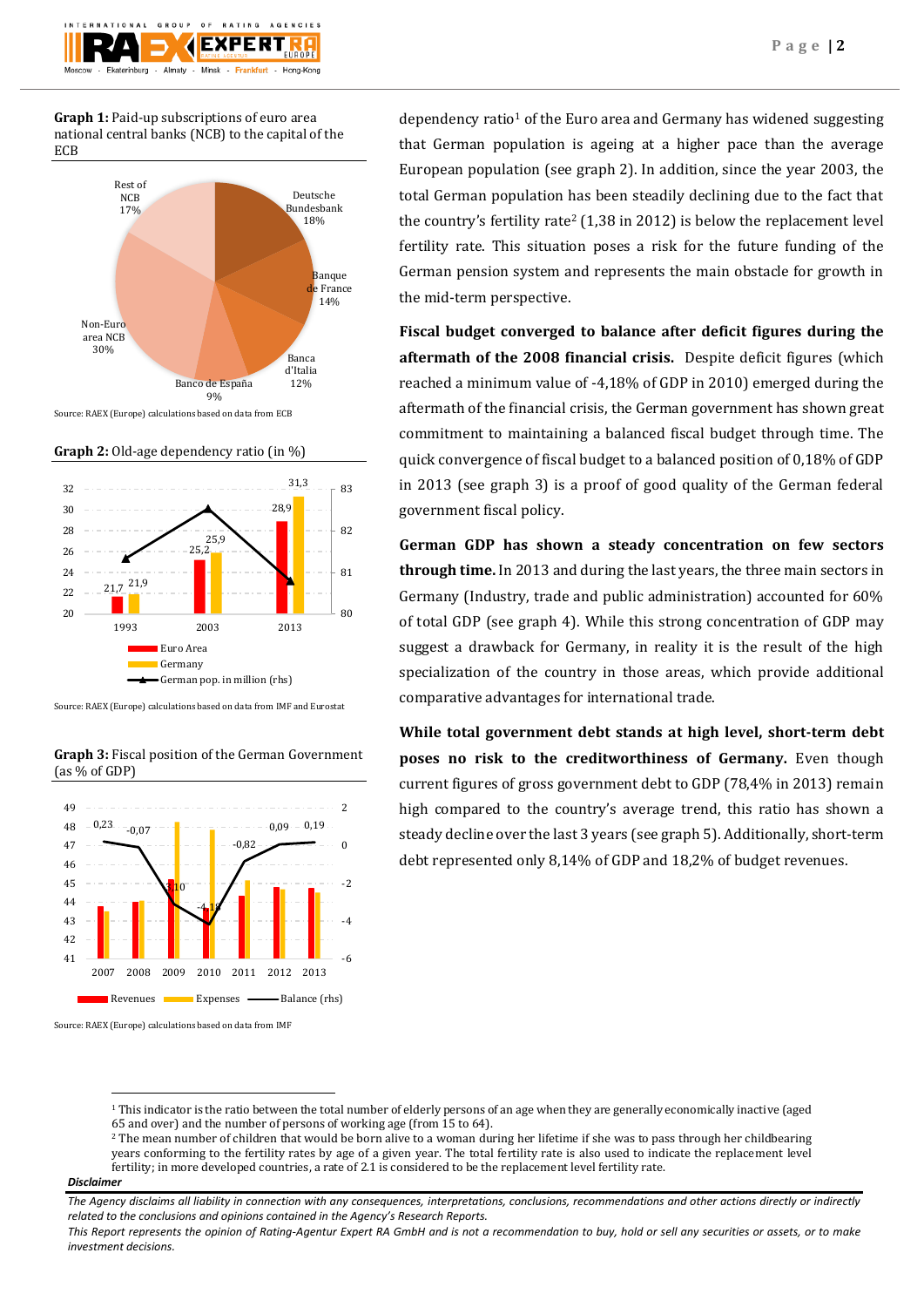**Graph 1:** Paid-up subscriptions of euro area national central banks (NCB) to the capital of the ECB

| NCB | Share |
|---|---|
| Deutsche Bundesbank | 18% |
| Banque de France | 14% |
| Banca d'Italia | 12% |
| Banco de España | 9% |
| Non-Euro area NCB | 30% |
| Rest of NCB | 17% |

Source: RAEX (Europe) calculations based on data from ECB

**Graph 2:** Old-age dependency ratio (in %)

| | 1993 | 2003 | 2013 |
|---|---|---|---|
| Euro Area | 21,7 | 25,2 | 28,9 |
| Germany | 21,9 | 25,9 | 31,3 |

German pop. in million (rhs)

Source: RAEX (Europe) calculations based on data from IMF and Eurostat

**Graph 3:** Fiscal position of the German Government (as % of GDP)

| | 2007 | 2008 | 2009 | 2010 | 2011 | 2012 | 2013 |
|---|---|---|---|---|---|---|---|
| Balance (rhs) | 0,23 | -0,07 | -3,10 | -4,18 | -0,82 | 0,09 | 0,19 |

Revenues, Expenses, Balance (rhs)

Source: RAEX (Europe) calculations based on data from IMF

dependency ratio[1] of the Euro area and Germany has widened suggesting that German population is ageing at a higher pace than the average European population (see graph 2). In addition, since the year 2003, the total German population has been steadily declining due to the fact that the country's fertility rate[2] (1,38 in 2012) is below the replacement level fertility rate. This situation poses a risk for the future funding of the German pension system and represents the main obstacle for growth in the mid-term perspective.

**Fiscal budget converged to balance after deficit figures during the aftermath of the 2008 financial crisis.** Despite deficit figures (which reached a minimum value of -4,18% of GDP in 2010) emerged during the aftermath of the financial crisis, the German government has shown great commitment to maintaining a balanced fiscal budget through time. The quick convergence of fiscal budget to a balanced position of 0,18% of GDP in 2013 (see graph 3) is a proof of good quality of the German federal government fiscal policy.

**German GDP has shown a steady concentration on few sectors through time.** In 2013 and during the last years, the three main sectors in Germany (Industry, trade and public administration) accounted for 60% of total GDP (see graph 4). While this strong concentration of GDP may suggest a drawback for Germany, in reality it is the result of the high specialization of the country in those areas, which provide additional comparative advantages for international trade.

**While total government debt stands at high level, short-term debt poses no risk to the creditworthiness of Germany.** Even though current figures of gross government debt to GDP (78,4% in 2013) remain high compared to the country's average trend, this ratio has shown a steady decline over the last 3 years (see graph 5). Additionally, short-term debt represented only 8,14% of GDP and 18,2% of budget revenues.

---

[1] This indicator is the ratio between the total number of elderly persons of an age when they are generally economically inactive (aged 65 and over) and the number of persons of working age (from 15 to 64).

[2] The mean number of children that would be born alive to a woman during her lifetime if she was to pass through her childbearing years conforming to the fertility rates by age of a given year. The total fertility rate is also used to indicate the replacement level fertility; in more developed countries, a rate of 2.1 is considered to be the replacement level fertility rate.

***Disclaimer***

*The Agency disclaims all liability in connection with any consequences, interpretations, conclusions, recommendations and other actions directly or indirectly related to the conclusions and opinions contained in the Agency's Research Reports.*

*This Report represents the opinion of Rating-Agentur Expert RA GmbH and is not a recommendation to buy, hold or sell any securities or assets, or to make investment decisions.*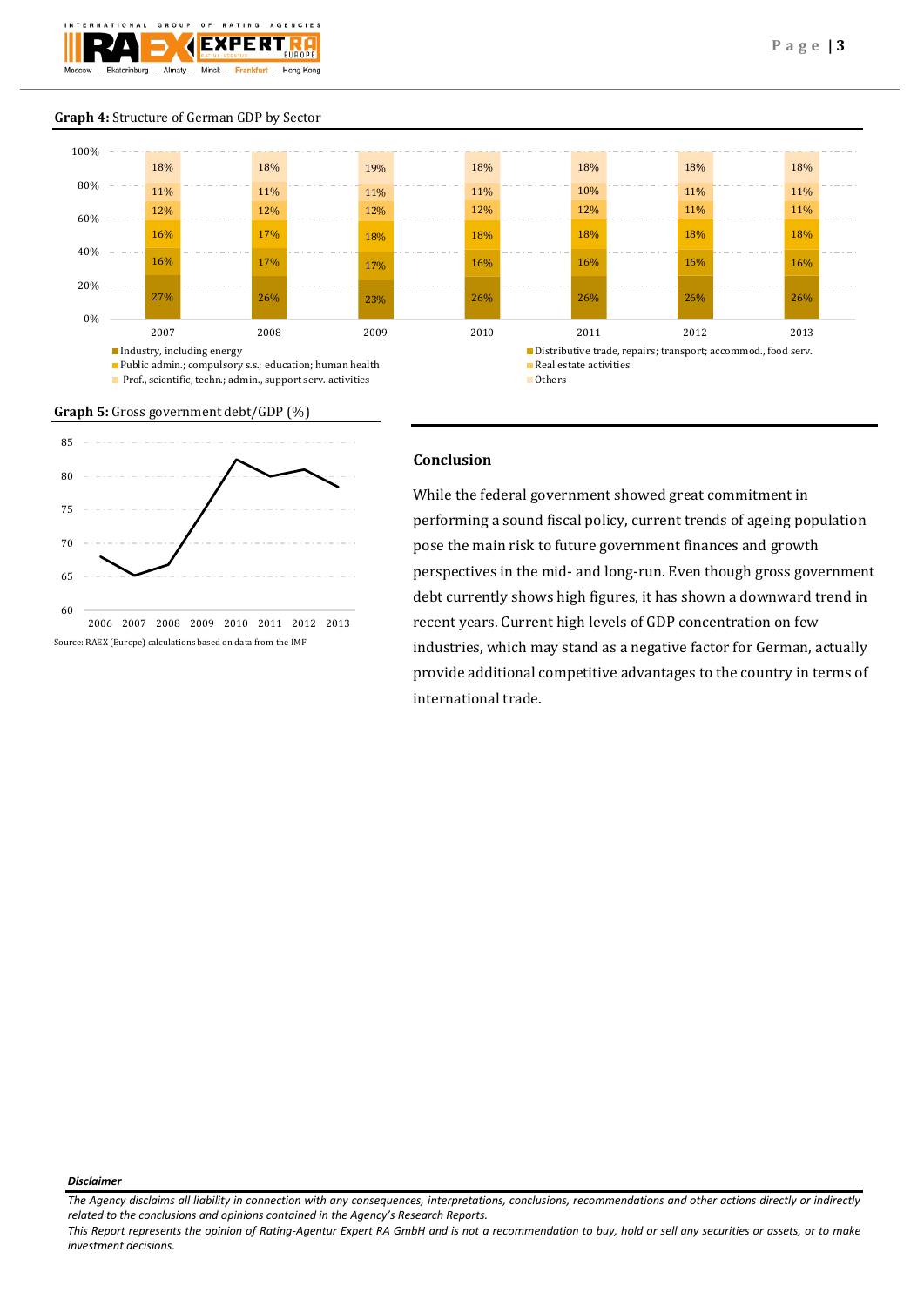**Graph 4:** Structure of German GDP by Sector

100%
80%
60%
40%
20%
0%

2007: 27%, 16%, 16%, 12%, 11%, 18%
2008: 26%, 17%, 17%, 12%, 11%, 18%
2009: 23%, 17%, 18%, 12%, 11%, 19%
2010: 26%, 16%, 18%, 12%, 11%, 18%
2011: 26%, 16%, 18%, 12%, 10%, 18%
2012: 26%, 16%, 18%, 11%, 11%, 18%
2013: 26%, 16%, 18%, 11%, 11%, 18%

Industry, including energy
Distributive trade, repairs; transport; accommod., food serv.
Public admin.; compulsory s.s.; education; human health
Real estate activities
Prof., scientific, techn.; admin., support serv. activities
Others

**Graph 5:** Gross government debt/GDP (%)

85
80
75
70
65
60

2006 2007 2008 2009 2010 2011 2012 2013

Source: RAEX (Europe) calculations based on data from the IMF

### Conclusion

While the federal government showed great commitment in performing a sound fiscal policy, current trends of ageing population pose the main risk to future government finances and growth perspectives in the mid- and long-run. Even though gross government debt currently shows high figures, it has shown a downward trend in recent years. Current high levels of GDP concentration on few industries, which may stand as a negative factor for German, actually provide additional competitive advantages to the country in terms of international trade.

***Disclaimer***

*The Agency disclaims all liability in connection with any consequences, interpretations, conclusions, recommendations and other actions directly or indirectly related to the conclusions and opinions contained in the Agency's Research Reports.*

*This Report represents the opinion of Rating-Agentur Expert RA GmbH and is not a recommendation to buy, hold or sell any securities or assets, or to make investment decisions.*